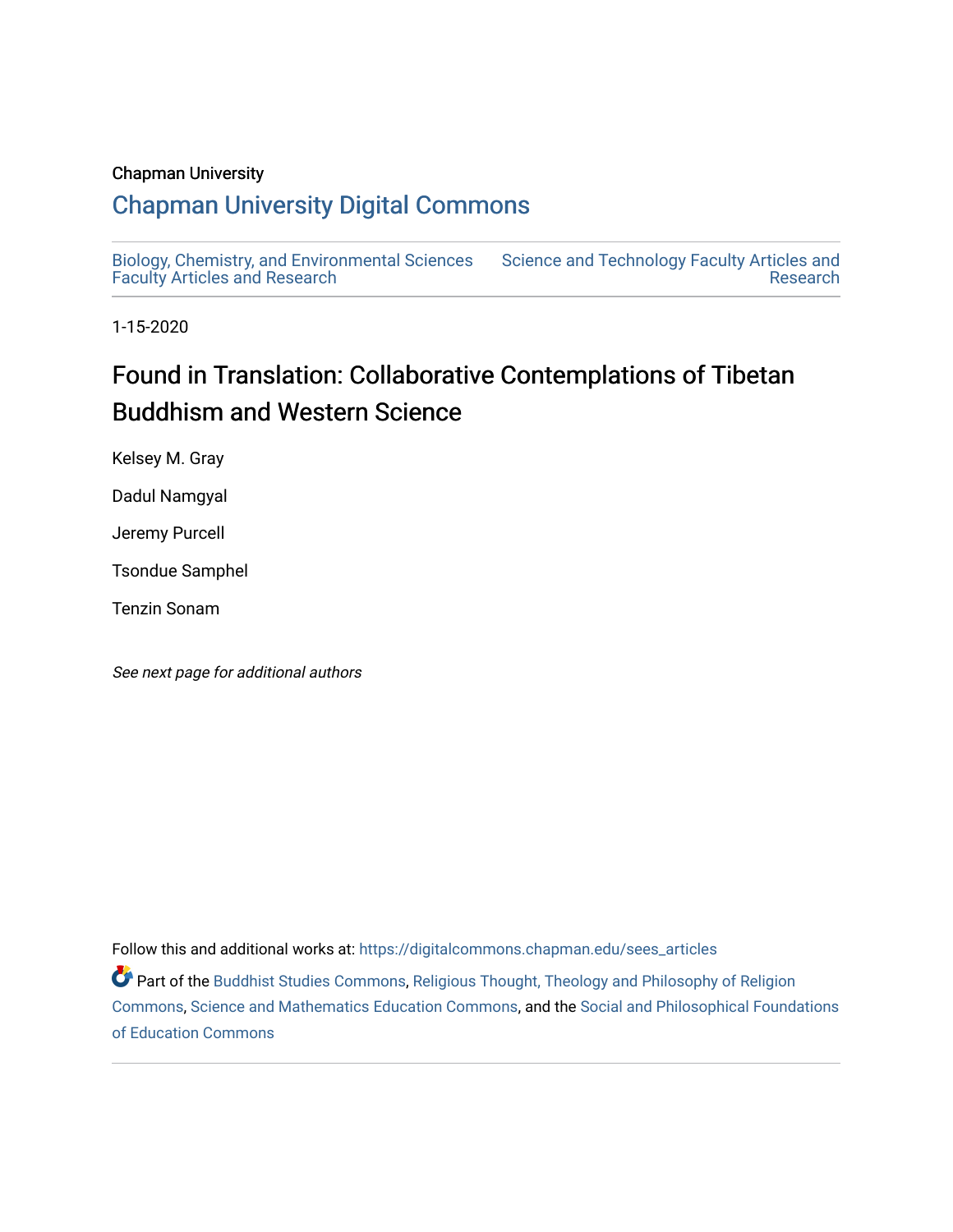Chapman University

# Chapman University Digital Commons

Biology, Chemistry, and Environmental Sciences Faculty Articles and Research

Science and Technology Faculty Articles and Research

1-15-2020

## Found in Translation: Collaborative Contemplations of Tibetan Buddhism and Western Science

Kelsey M. Gray

Dadul Namgyal

Jeremy Purcell

Tsondue Samphel

Tenzin Sonam

*See next page for additional authors*

Follow this and additional works at: https://digitalcommons.chapman.edu/sees_articles

Part of the Buddhist Studies Commons, Religious Thought, Theology and Philosophy of Religion Commons, Science and Mathematics Education Commons, and the Social and Philosophical Foundations of Education Commons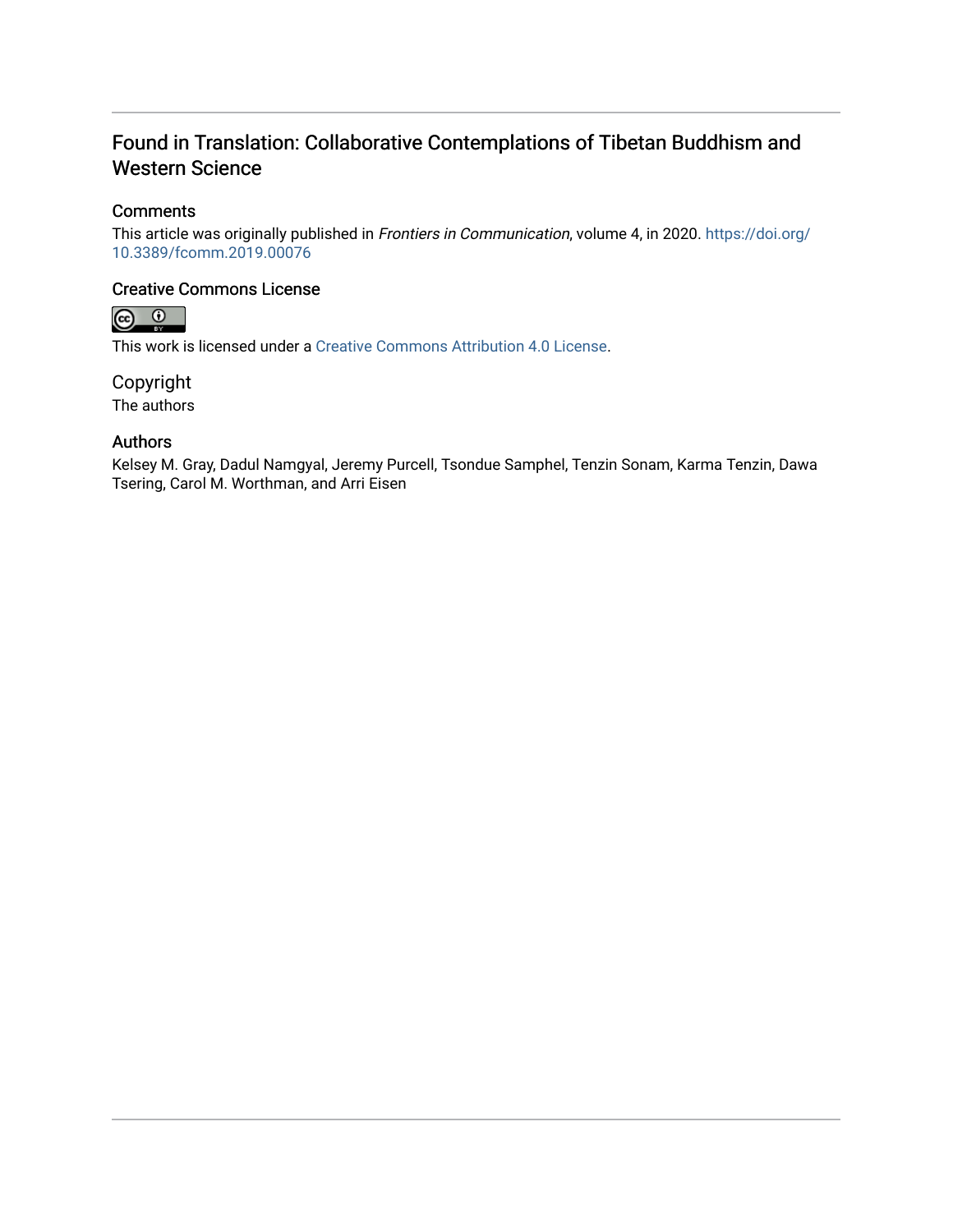# Found in Translation: Collaborative Contemplations of Tibetan Buddhism and Western Science

## Comments

This article was originally published in *Frontiers in Communication*, volume 4, in 2020. https://doi.org/10.3389/fcomm.2019.00076

## Creative Commons License

This work is licensed under a Creative Commons Attribution 4.0 License.

## Copyright

The authors

## Authors

Kelsey M. Gray, Dadul Namgyal, Jeremy Purcell, Tsondue Samphel, Tenzin Sonam, Karma Tenzin, Dawa Tsering, Carol M. Worthman, and Arri Eisen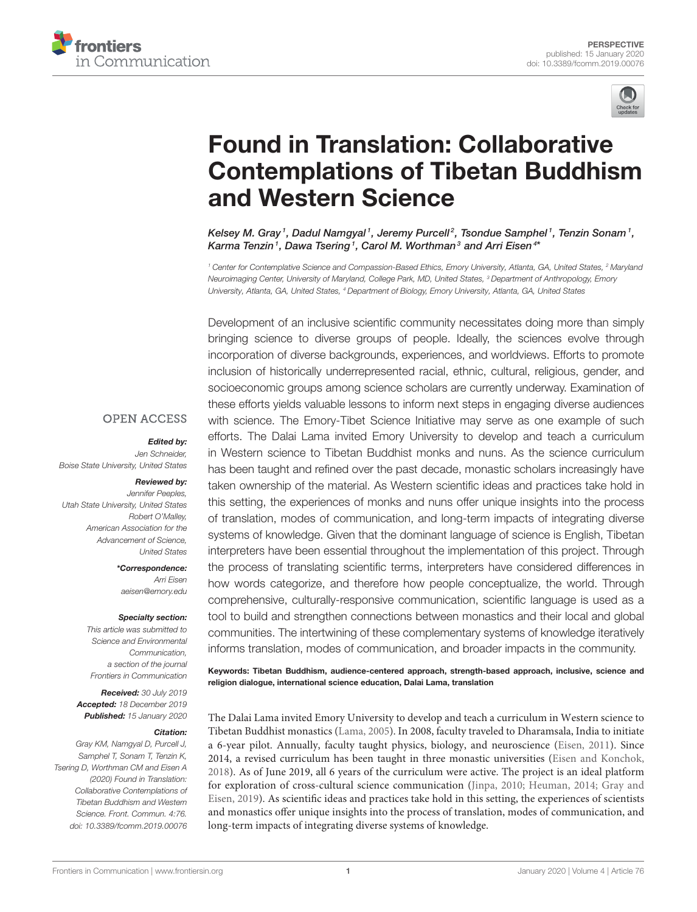PERSPECTIVE
published: 15 January 2020
doi: 10.3389/fcomm.2019.00076

# Found in Translation: Collaborative Contemplations of Tibetan Buddhism and Western Science

*Kelsey M. Gray[1], Dadul Namgyal[1], Jeremy Purcell[2], Tsondue Samphel[1], Tenzin Sonam[1], Karma Tenzin[1], Dawa Tsering[1], Carol M. Worthman[3] and Arri Eisen[4]\**

[1] Center for Contemplative Science and Compassion-Based Ethics, Emory University, Atlanta, GA, United States, [2] Maryland Neuroimaging Center, University of Maryland, College Park, MD, United States, [3] Department of Anthropology, Emory University, Atlanta, GA, United States, [4] Department of Biology, Emory University, Atlanta, GA, United States

OPEN ACCESS

***Edited by:***
Jen Schneider,
Boise State University, United States

***Reviewed by:***
Jennifer Peeples,
Utah State University, United States
Robert O'Malley,
American Association for the Advancement of Science,
United States

***\*Correspondence:***
Arri Eisen
aeisen@emory.edu

***Specialty section:***
This article was submitted to Science and Environmental Communication,
a section of the journal Frontiers in Communication

***Received:*** 30 July 2019
***Accepted:*** 18 December 2019
***Published:*** 15 January 2020

***Citation:***
Gray KM, Namgyal D, Purcell J, Samphel T, Sonam T, Tenzin K, Tsering D, Worthman CM and Eisen A (2020) Found in Translation: Collaborative Contemplations of Tibetan Buddhism and Western Science. Front. Commun. 4:76.
doi: 10.3389/fcomm.2019.00076

Development of an inclusive scientific community necessitates doing more than simply bringing science to diverse groups of people. Ideally, the sciences evolve through incorporation of diverse backgrounds, experiences, and worldviews. Efforts to promote inclusion of historically underrepresented racial, ethnic, cultural, religious, gender, and socioeconomic groups among science scholars are currently underway. Examination of these efforts yields valuable lessons to inform next steps in engaging diverse audiences with science. The Emory-Tibet Science Initiative may serve as one example of such efforts. The Dalai Lama invited Emory University to develop and teach a curriculum in Western science to Tibetan Buddhist monks and nuns. As the science curriculum has been taught and refined over the past decade, monastic scholars increasingly have taken ownership of the material. As Western scientific ideas and practices take hold in this setting, the experiences of monks and nuns offer unique insights into the process of translation, modes of communication, and long-term impacts of integrating diverse systems of knowledge. Given that the dominant language of science is English, Tibetan interpreters have been essential throughout the implementation of this project. Through the process of translating scientific terms, interpreters have considered differences in how words categorize, and therefore how people conceptualize, the world. Through comprehensive, culturally-responsive communication, scientific language is used as a tool to build and strengthen connections between monastics and their local and global communities. The intertwining of these complementary systems of knowledge iteratively informs translation, modes of communication, and broader impacts in the community.

**Keywords: Tibetan Buddhism, audience-centered approach, strength-based approach, inclusive, science and religion dialogue, international science education, Dalai Lama, translation**

The Dalai Lama invited Emory University to develop and teach a curriculum in Western science to Tibetan Buddhist monastics (Lama, 2005). In 2008, faculty traveled to Dharamsala, India to initiate a 6-year pilot. Annually, faculty taught physics, biology, and neuroscience (Eisen, 2011). Since 2014, a revised curriculum has been taught in three monastic universities (Eisen and Konchok, 2018). As of June 2019, all 6 years of the curriculum were active. The project is an ideal platform for exploration of cross-cultural science communication (Jinpa, 2010; Heuman, 2014; Gray and Eisen, 2019). As scientific ideas and practices take hold in this setting, the experiences of scientists and monastics offer unique insights into the process of translation, modes of communication, and long-term impacts of integrating diverse systems of knowledge.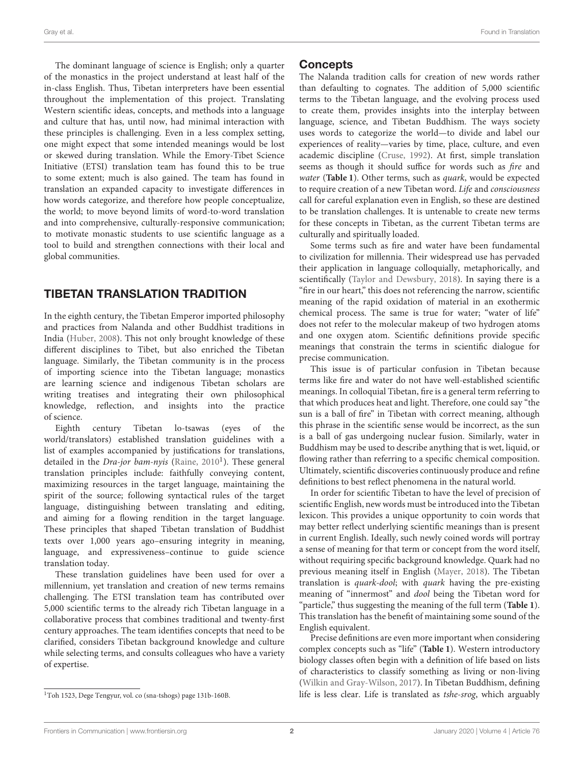The dominant language of science is English; only a quarter of the monastics in the project understand at least half of the in-class English. Thus, Tibetan interpreters have been essential throughout the implementation of this project. Translating Western scientific ideas, concepts, and methods into a language and culture that has, until now, had minimal interaction with these principles is challenging. Even in a less complex setting, one might expect that some intended meanings would be lost or skewed during translation. While the Emory-Tibet Science Initiative (ETSI) translation team has found this to be true to some extent; much is also gained. The team has found in translation an expanded capacity to investigate differences in how words categorize, and therefore how people conceptualize, the world; to move beyond limits of word-to-word translation and into comprehensive, culturally-responsive communication; to motivate monastic students to use scientific language as a tool to build and strengthen connections with their local and global communities.

## TIBETAN TRANSLATION TRADITION

In the eighth century, the Tibetan Emperor imported philosophy and practices from Nalanda and other Buddhist traditions in India (Huber, 2008). This not only brought knowledge of these different disciplines to Tibet, but also enriched the Tibetan language. Similarly, the Tibetan community is in the process of importing science into the Tibetan language; monastics are learning science and indigenous Tibetan scholars are writing treatises and integrating their own philosophical knowledge, reflection, and insights into the practice of science.

Eighth century Tibetan lo-tsawas (eyes of the world/translators) established translation guidelines with a list of examples accompanied by justifications for translations, detailed in the *Dra-jor bam-nyis* (Raine, 2010[1]). These general translation principles include: faithfully conveying content, maximizing resources in the target language, maintaining the spirit of the source; following syntactical rules of the target language, distinguishing between translating and editing, and aiming for a flowing rendition in the target language. These principles that shaped Tibetan translation of Buddhist texts over 1,000 years ago–ensuring integrity in meaning, language, and expressiveness–continue to guide science translation today.

These translation guidelines have been used for over a millennium, yet translation and creation of new terms remains challenging. The ETSI translation team has contributed over 5,000 scientific terms to the already rich Tibetan language in a collaborative process that combines traditional and twenty-first century approaches. The team identifies concepts that need to be clarified, considers Tibetan background knowledge and culture while selecting terms, and consults colleagues who have a variety of expertise.

[1]Toh 1523, Dege Tengyur, vol. co (sna-tshogs) page 131b-160B.

### Concepts

The Nalanda tradition calls for creation of new words rather than defaulting to cognates. The addition of 5,000 scientific terms to the Tibetan language, and the evolving process used to create them, provides insights into the interplay between language, science, and Tibetan Buddhism. The ways society uses words to categorize the world—to divide and label our experiences of reality—varies by time, place, culture, and even academic discipline (Cruse, 1992). At first, simple translation seems as though it should suffice for words such as *fire* and *water* (**Table 1**). Other terms, such as *quark*, would be expected to require creation of a new Tibetan word. *Life* and *consciousness* call for careful explanation even in English, so these are destined to be translation challenges. It is untenable to create new terms for these concepts in Tibetan, as the current Tibetan terms are culturally and spiritually loaded.

Some terms such as fire and water have been fundamental to civilization for millennia. Their widespread use has pervaded their application in language colloquially, metaphorically, and scientifically (Taylor and Dewsbury, 2018). In saying there is a "fire in our heart," this does not referencing the narrow, scientific meaning of the rapid oxidation of material in an exothermic chemical process. The same is true for water; "water of life" does not refer to the molecular makeup of two hydrogen atoms and one oxygen atom. Scientific definitions provide specific meanings that constrain the terms in scientific dialogue for precise communication.

This issue is of particular confusion in Tibetan because terms like fire and water do not have well-established scientific meanings. In colloquial Tibetan, fire is a general term referring to that which produces heat and light. Therefore, one could say "the sun is a ball of fire" in Tibetan with correct meaning, although this phrase in the scientific sense would be incorrect, as the sun is a ball of gas undergoing nuclear fusion. Similarly, water in Buddhism may be used to describe anything that is wet, liquid, or flowing rather than referring to a specific chemical composition. Ultimately, scientific discoveries continuously produce and refine definitions to best reflect phenomena in the natural world.

In order for scientific Tibetan to have the level of precision of scientific English, new words must be introduced into the Tibetan lexicon. This provides a unique opportunity to coin words that may better reflect underlying scientific meanings than is present in current English. Ideally, such newly coined words will portray a sense of meaning for that term or concept from the word itself, without requiring specific background knowledge. Quark had no previous meaning itself in English (Mayer, 2018). The Tibetan translation is *quark-dool*; with *quark* having the pre-existing meaning of "innermost" and *dool* being the Tibetan word for "particle," thus suggesting the meaning of the full term (**Table 1**). This translation has the benefit of maintaining some sound of the English equivalent.

Precise definitions are even more important when considering complex concepts such as "life" (**Table 1**). Western introductory biology classes often begin with a definition of life based on lists of characteristics to classify something as living or non-living (Wilkin and Gray-Wilson, 2017). In Tibetan Buddhism, defining life is less clear. Life is translated as *tshe-srog*, which arguably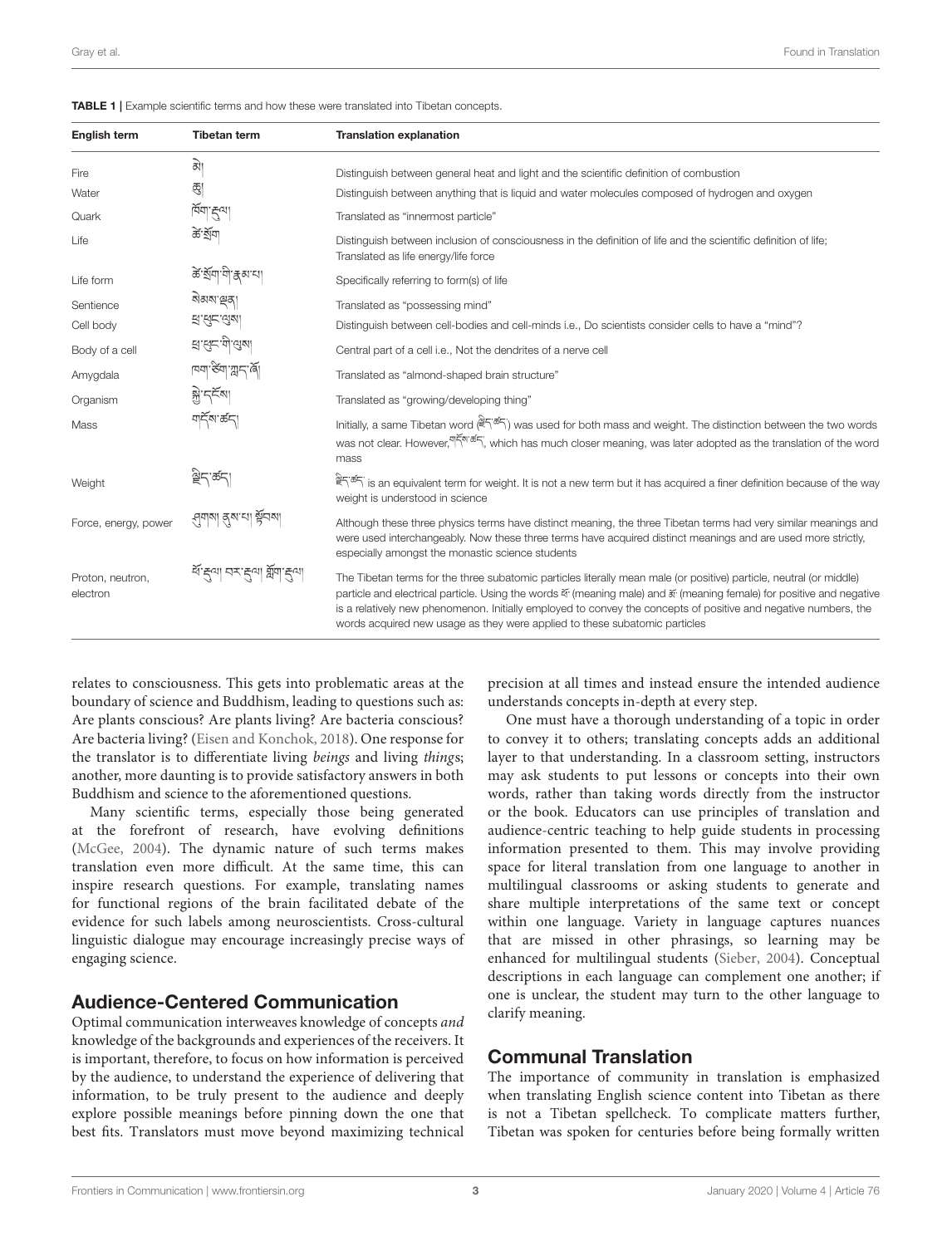**TABLE 1 |** Example scientific terms and how these were translated into Tibetan concepts.

| English term | Tibetan term | Translation explanation |
| --- | --- | --- |
| Fire | མེ། | Distinguish between general heat and light and the scientific definition of combustion |
| Water | ཆུ། | Distinguish between anything that is liquid and water molecules composed of hydrogen and oxygen |
| Quark | ཡོག་རྡུལ། | Translated as "innermost particle" |
| Life | ཚེ་སྲོག | Distinguish between inclusion of consciousness in the definition of life and the scientific definition of life; Translated as life energy/life force |
| Life form | ཚེ་སྲོག་གི་རྣམ་པ། | Specifically referring to form(s) of life |
| Sentience | སེམས་ལྡན། | Translated as "possessing mind" |
| Cell body | ཕྲ་ཕུང་ལུས། | Distinguish between cell-bodies and cell-minds i.e., Do scientists consider cells to have a "mind"? |
| Body of a cell | ཕྲ་ཕུང་གི་ལུས། | Central part of a cell i.e., Not the dendrites of a nerve cell |
| Amygdala | ཀ་ཤོག་ཀླད་དོ། | Translated as "almond-shaped brain structure" |
| Organism | སྐྱེ་དངོས། | Translated as "growing/developing thing" |
| Mass | གདོས་ཚད། | Initially, a same Tibetan word (ཐིད་ཚད) was used for both mass and weight. The distinction between the two words was not clear. However, གདོས་ཚད, which has much closer meaning, was later adopted as the translation of the word mass |
| Weight | ཐིད་ཚད། | ཐིད་ཚད is an equivalent term for weight. It is not a new term but it has acquired a finer definition because of the way weight is understood in science |
| Force, energy, power | ཤུགས། ནུས་པ། སྟོབས། | Although these three physics terms have distinct meaning, the three Tibetan terms had very similar meanings and were used interchangeably. Now these three terms have acquired distinct meanings and are used more strictly, especially amongst the monastic science students |
| Proton, neutron, electron | ཕོ་རྡུལ། བར་རྡུལ། གློག་རྡུལ། | The Tibetan terms for the three subatomic particles literally mean male (or positive) particle, neutral (or middle) particle and electrical particle. Using the words ཕོ (meaning male) and མོ (meaning female) for positive and negative is a relatively new phenomenon. Initially employed to convey the concepts of positive and negative numbers, the words acquired new usage as they were applied to these subatomic particles |

relates to consciousness. This gets into problematic areas at the boundary of science and Buddhism, leading to questions such as: Are plants conscious? Are plants living? Are bacteria conscious? Are bacteria living? (Eisen and Konchok, 2018). One response for the translator is to differentiate living *beings* and living *thing*s; another, more daunting is to provide satisfactory answers in both Buddhism and science to the aforementioned questions.

Many scientific terms, especially those being generated at the forefront of research, have evolving definitions (McGee, 2004). The dynamic nature of such terms makes translation even more difficult. At the same time, this can inspire research questions. For example, translating names for functional regions of the brain facilitated debate of the evidence for such labels among neuroscientists. Cross-cultural linguistic dialogue may encourage increasingly precise ways of engaging science.

## Audience-Centered Communication

Optimal communication interweaves knowledge of concepts *and* knowledge of the backgrounds and experiences of the receivers. It is important, therefore, to focus on how information is perceived by the audience, to understand the experience of delivering that information, to be truly present to the audience and deeply explore possible meanings before pinning down the one that best fits. Translators must move beyond maximizing technical precision at all times and instead ensure the intended audience understands concepts in-depth at every step.

One must have a thorough understanding of a topic in order to convey it to others; translating concepts adds an additional layer to that understanding. In a classroom setting, instructors may ask students to put lessons or concepts into their own words, rather than taking words directly from the instructor or the book. Educators can use principles of translation and audience-centric teaching to help guide students in processing information presented to them. This may involve providing space for literal translation from one language to another in multilingual classrooms or asking students to generate and share multiple interpretations of the same text or concept within one language. Variety in language captures nuances that are missed in other phrasings, so learning may be enhanced for multilingual students (Sieber, 2004). Conceptual descriptions in each language can complement one another; if one is unclear, the student may turn to the other language to clarify meaning.

## Communal Translation

The importance of community in translation is emphasized when translating English science content into Tibetan as there is not a Tibetan spellcheck. To complicate matters further, Tibetan was spoken for centuries before being formally written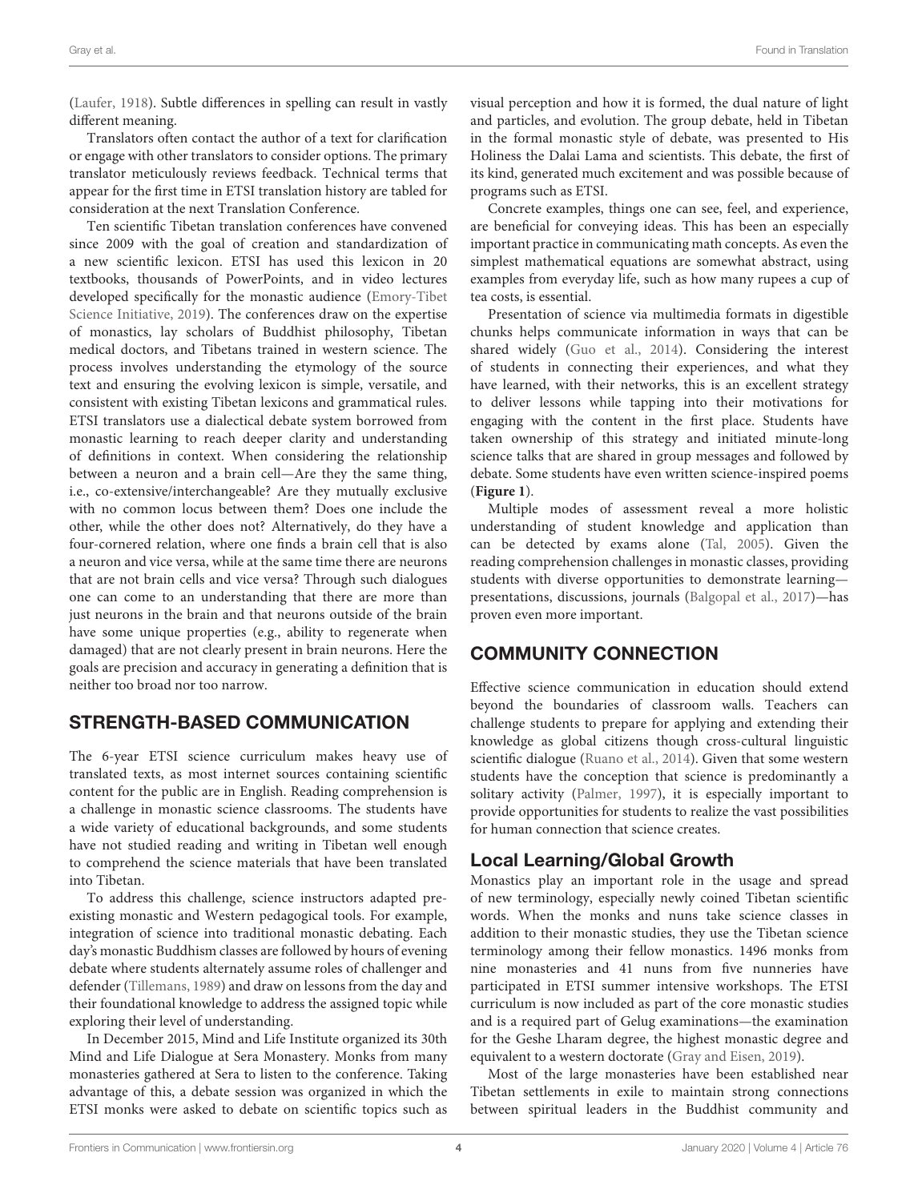(Laufer, 1918). Subtle differences in spelling can result in vastly different meaning.

Translators often contact the author of a text for clarification or engage with other translators to consider options. The primary translator meticulously reviews feedback. Technical terms that appear for the first time in ETSI translation history are tabled for consideration at the next Translation Conference.

Ten scientific Tibetan translation conferences have convened since 2009 with the goal of creation and standardization of a new scientific lexicon. ETSI has used this lexicon in 20 textbooks, thousands of PowerPoints, and in video lectures developed specifically for the monastic audience (Emory-Tibet Science Initiative, 2019). The conferences draw on the expertise of monastics, lay scholars of Buddhist philosophy, Tibetan medical doctors, and Tibetans trained in western science. The process involves understanding the etymology of the source text and ensuring the evolving lexicon is simple, versatile, and consistent with existing Tibetan lexicons and grammatical rules. ETSI translators use a dialectical debate system borrowed from monastic learning to reach deeper clarity and understanding of definitions in context. When considering the relationship between a neuron and a brain cell—Are they the same thing, i.e., co-extensive/interchangeable? Are they mutually exclusive with no common locus between them? Does one include the other, while the other does not? Alternatively, do they have a four-cornered relation, where one finds a brain cell that is also a neuron and vice versa, while at the same time there are neurons that are not brain cells and vice versa? Through such dialogues one can come to an understanding that there are more than just neurons in the brain and that neurons outside of the brain have some unique properties (e.g., ability to regenerate when damaged) that are not clearly present in brain neurons. Here the goals are precision and accuracy in generating a definition that is neither too broad nor too narrow.

## STRENGTH-BASED COMMUNICATION

The 6-year ETSI science curriculum makes heavy use of translated texts, as most internet sources containing scientific content for the public are in English. Reading comprehension is a challenge in monastic science classrooms. The students have a wide variety of educational backgrounds, and some students have not studied reading and writing in Tibetan well enough to comprehend the science materials that have been translated into Tibetan.

To address this challenge, science instructors adapted pre-existing monastic and Western pedagogical tools. For example, integration of science into traditional monastic debating. Each day's monastic Buddhism classes are followed by hours of evening debate where students alternately assume roles of challenger and defender (Tillemans, 1989) and draw on lessons from the day and their foundational knowledge to address the assigned topic while exploring their level of understanding.

In December 2015, Mind and Life Institute organized its 30th Mind and Life Dialogue at Sera Monastery. Monks from many monasteries gathered at Sera to listen to the conference. Taking advantage of this, a debate session was organized in which the ETSI monks were asked to debate on scientific topics such as visual perception and how it is formed, the dual nature of light and particles, and evolution. The group debate, held in Tibetan in the formal monastic style of debate, was presented to His Holiness the Dalai Lama and scientists. This debate, the first of its kind, generated much excitement and was possible because of programs such as ETSI.

Concrete examples, things one can see, feel, and experience, are beneficial for conveying ideas. This has been an especially important practice in communicating math concepts. As even the simplest mathematical equations are somewhat abstract, using examples from everyday life, such as how many rupees a cup of tea costs, is essential.

Presentation of science via multimedia formats in digestible chunks helps communicate information in ways that can be shared widely (Guo et al., 2014). Considering the interest of students in connecting their experiences, and what they have learned, with their networks, this is an excellent strategy to deliver lessons while tapping into their motivations for engaging with the content in the first place. Students have taken ownership of this strategy and initiated minute-long science talks that are shared in group messages and followed by debate. Some students have even written science-inspired poems (**Figure 1**).

Multiple modes of assessment reveal a more holistic understanding of student knowledge and application than can be detected by exams alone (Tal, 2005). Given the reading comprehension challenges in monastic classes, providing students with diverse opportunities to demonstrate learning—presentations, discussions, journals (Balgopal et al., 2017)—has proven even more important.

## COMMUNITY CONNECTION

Effective science communication in education should extend beyond the boundaries of classroom walls. Teachers can challenge students to prepare for applying and extending their knowledge as global citizens though cross-cultural linguistic scientific dialogue (Ruano et al., 2014). Given that some western students have the conception that science is predominantly a solitary activity (Palmer, 1997), it is especially important to provide opportunities for students to realize the vast possibilities for human connection that science creates.

### Local Learning/Global Growth

Monastics play an important role in the usage and spread of new terminology, especially newly coined Tibetan scientific words. When the monks and nuns take science classes in addition to their monastic studies, they use the Tibetan science terminology among their fellow monastics. 1496 monks from nine monasteries and 41 nuns from five nunneries have participated in ETSI summer intensive workshops. The ETSI curriculum is now included as part of the core monastic studies and is a required part of Gelug examinations—the examination for the Geshe Lharam degree, the highest monastic degree and equivalent to a western doctorate (Gray and Eisen, 2019).

Most of the large monasteries have been established near Tibetan settlements in exile to maintain strong connections between spiritual leaders in the Buddhist community and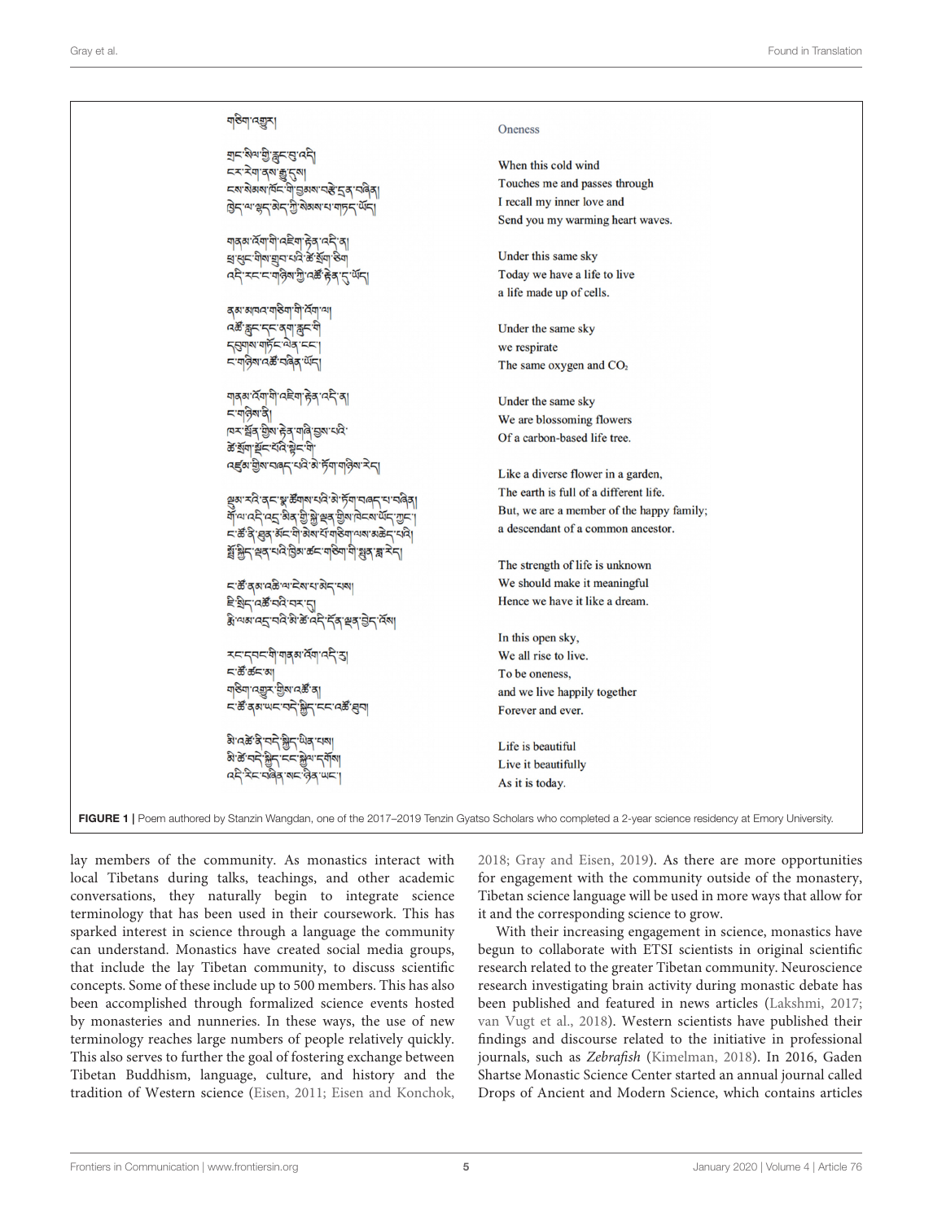གཅིག་འགྱུར།

གྲང་སིལ་གྱི་རླུང་བུ་འདི།
ངར་རེག་ནས་རྒྱུ་དུས།
ངས་སེམས་ཁོང་གི་བྱམས་བརྩེ་དྲན་བཞིན།
ཁྱེད་ལ་སྣང་མེད་ཀྱི་སེམས་པ་གཏོང་ཡོད།

གནམ་འོག་གི་འཇིག་རྟེན་འདི་ན།
ཕྲ་ཕུང་གིས་གྲུབ་པའི་ཚེ་སྲོག་ཅིག
འདི་རང་ང་གཉིས་ཀྱི་འཚོ་རྟེན་དུ་ཡོད།

ནམ་མཁའ་གཅིག་གི་འོག་ལ།
འཚོ་རླུང་དང་ནག་རླུང་གི
དབུགས་གཏོང་ལེན་དང་།
ང་གཉིས་འཚོ་བཞིན་ཡོད།

གནམ་འོག་གི་འཇིག་རྟེན་འདི་ན།
ང་གཉིས་ནི།
ཁར་སྦོན་གྱིས་རྟེན་གཞི་བྱས་པའི་
ཚེ་སྲོག་སྡོང་པོའི་སྟེང་གི་
འཛུམ་གྱིས་བཞད་པའི་མེ་ཏོག་གཉིས་རེད།

ལྡུམ་རའི་ནང་སྣ་ཚོགས་པའི་མེ་ཏོག་བཞད་པ་བཞིན།
གོ་ལ་འདི་འདྲ་མིན་གྱི་སྲོག་ལྡན་གྱིས་ཁེངས་ཡོད་ཀྱང་།
ང་ཚོ་ནི་ཐུན་མོང་གི་མེས་པོ་གཅིག་ལས་མཆེད་པའི།
སྐྱོ་སྐྱིད་ལྡན་པའི་ཁྱིམ་ཚང་གཅིག་གི་སྤུན་ཟླ་རེད།

ང་ཚོ་ནམ་འཆི་ལ་ངེས་པ་མེད་པས།
རི་སྐྱིད་འཚོ་བའི་བར་དུ།
རྨི་ལམ་འདྲ་བའི་མི་ཚེ་འདི་དོན་ལྡན་བྱེད་དོས།

རང་དབང་གི་གནམ་འོག་འདི་རུ།
ང་ཚོ་ཚང་མ།
གཅིག་འགྱུར་གྱིས་འཚོ་ན།
ང་ཚོ་ནམ་ཡང་བདེ་སྐྱིད་དང་འཚོ་ཐུབ།

མི་འཚོ་ནི་བདེ་སྐྱིད་ཡིན་པས།
མི་ཚེ་བདེ་སྐྱིད་དང་སྐྱེལ་དགོས།
འདི་རིང་བཞིན་སང་ཉིན་ཡང་།

Oneness

When this cold wind
Touches me and passes through
I recall my inner love and
Send you my warming heart waves.

Under this same sky
Today we have a life to live
a life made up of cells.

Under the same sky
we respirate
The same oxygen and $CO_2$

Under the same sky
We are blossoming flowers
Of a carbon-based life tree.

Like a diverse flower in a garden,
The earth is full of a different life.
But, we are a member of the happy family;
a descendant of a common ancestor.

The strength of life is unknown
We should make it meaningful
Hence we have it like a dream.

In this open sky,
We all rise to live.
To be oneness,
and we live happily together
Forever and ever.

Life is beautiful
Live it beautifully
As it is today.

**FIGURE 1** | Poem authored by Stanzin Wangdan, one of the 2017–2019 Tenzin Gyatso Scholars who completed a 2-year science residency at Emory University.

lay members of the community. As monastics interact with local Tibetans during talks, teachings, and other academic conversations, they naturally begin to integrate science terminology that has been used in their coursework. This has sparked interest in science through a language the community can understand. Monastics have created social media groups, that include the lay Tibetan community, to discuss scientific concepts. Some of these include up to 500 members. This has also been accomplished through formalized science events hosted by monasteries and nunneries. In these ways, the use of new terminology reaches large numbers of people relatively quickly. This also serves to further the goal of fostering exchange between Tibetan Buddhism, language, culture, and history and the tradition of Western science (Eisen, 2011; Eisen and Konchok, 2018; Gray and Eisen, 2019). As there are more opportunities for engagement with the community outside of the monastery, Tibetan science language will be used in more ways that allow for it and the corresponding science to grow.

With their increasing engagement in science, monastics have begun to collaborate with ETSI scientists in original scientific research related to the greater Tibetan community. Neuroscience research investigating brain activity during monastic debate has been published and featured in news articles (Lakshmi, 2017; van Vugt et al., 2018). Western scientists have published their findings and discourse related to the initiative in professional journals, such as *Zebrafish* (Kimelman, 2018). In 2016, Gaden Shartse Monastic Science Center started an annual journal called Drops of Ancient and Modern Science, which contains articles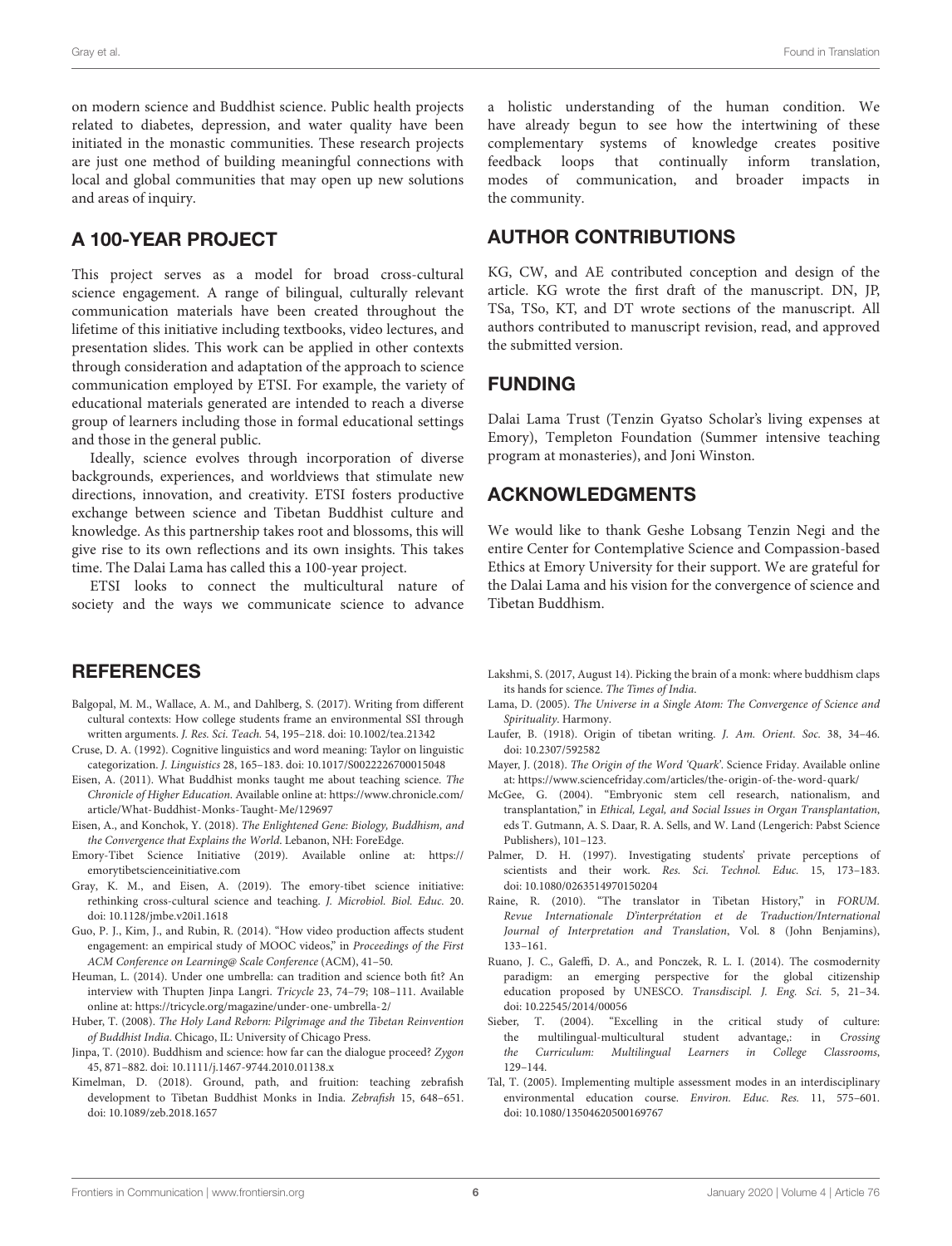on modern science and Buddhist science. Public health projects related to diabetes, depression, and water quality have been initiated in the monastic communities. These research projects are just one method of building meaningful connections with local and global communities that may open up new solutions and areas of inquiry.

## A 100-YEAR PROJECT

This project serves as a model for broad cross-cultural science engagement. A range of bilingual, culturally relevant communication materials have been created throughout the lifetime of this initiative including textbooks, video lectures, and presentation slides. This work can be applied in other contexts through consideration and adaptation of the approach to science communication employed by ETSI. For example, the variety of educational materials generated are intended to reach a diverse group of learners including those in formal educational settings and those in the general public.

Ideally, science evolves through incorporation of diverse backgrounds, experiences, and worldviews that stimulate new directions, innovation, and creativity. ETSI fosters productive exchange between science and Tibetan Buddhist culture and knowledge. As this partnership takes root and blossoms, this will give rise to its own reflections and its own insights. This takes time. The Dalai Lama has called this a 100-year project.

ETSI looks to connect the multicultural nature of society and the ways we communicate science to advance a holistic understanding of the human condition. We have already begun to see how the intertwining of these complementary systems of knowledge creates positive feedback loops that continually inform translation, modes of communication, and broader impacts in the community.

## AUTHOR CONTRIBUTIONS

KG, CW, and AE contributed conception and design of the article. KG wrote the first draft of the manuscript. DN, JP, TSa, TSo, KT, and DT wrote sections of the manuscript. All authors contributed to manuscript revision, read, and approved the submitted version.

## FUNDING

Dalai Lama Trust (Tenzin Gyatso Scholar's living expenses at Emory), Templeton Foundation (Summer intensive teaching program at monasteries), and Joni Winston.

## ACKNOWLEDGMENTS

We would like to thank Geshe Lobsang Tenzin Negi and the entire Center for Contemplative Science and Compassion-based Ethics at Emory University for their support. We are grateful for the Dalai Lama and his vision for the convergence of science and Tibetan Buddhism.

## REFERENCES

Balgopal, M. M., Wallace, A. M., and Dahlberg, S. (2017). Writing from different cultural contexts: How college students frame an environmental SSI through written arguments. *J. Res. Sci. Teach.* 54, 195–218. doi: 10.1002/tea.21342

Cruse, D. A. (1992). Cognitive linguistics and word meaning: Taylor on linguistic categorization. *J. Linguistics* 28, 165–183. doi: 10.1017/S0022226700015048

Eisen, A. (2011). What Buddhist monks taught me about teaching science. *The Chronicle of Higher Education*. Available online at: https://www.chronicle.com/article/What-Buddhist-Monks-Taught-Me/129697

Eisen, A., and Konchok, Y. (2018). *The Enlightened Gene: Biology, Buddhism, and the Convergence that Explains the World*. Lebanon, NH: ForeEdge.

Emory-Tibet Science Initiative (2019). Available online at: https://emorytibetscienceinitiative.com

Gray, K. M., and Eisen, A. (2019). The emory-tibet science initiative: rethinking cross-cultural science and teaching. *J. Microbiol. Biol. Educ.* 20. doi: 10.1128/jmbe.v20i1.1618

Guo, P. J., Kim, J., and Rubin, R. (2014). "How video production affects student engagement: an empirical study of MOOC videos," in *Proceedings of the First ACM Conference on Learning@ Scale Conference* (ACM), 41–50.

Heuman, L. (2014). Under one umbrella: can tradition and science both fit? An interview with Thupten Jinpa Langri. *Tricycle* 23, 74–79; 108–111. Available online at: https://tricycle.org/magazine/under-one-umbrella-2/

Huber, T. (2008). *The Holy Land Reborn: Pilgrimage and the Tibetan Reinvention of Buddhist India*. Chicago, IL: University of Chicago Press.

Jinpa, T. (2010). Buddhism and science: how far can the dialogue proceed? *Zygon* 45, 871–882. doi: 10.1111/j.1467-9744.2010.01138.x

Kimelman, D. (2018). Ground, path, and fruition: teaching zebrafish development to Tibetan Buddhist Monks in India. *Zebrafish* 15, 648–651. doi: 10.1089/zeb.2018.1657

Lakshmi, S. (2017, August 14). Picking the brain of a monk: where buddhism claps its hands for science. *The Times of India*.

Lama, D. (2005). *The Universe in a Single Atom: The Convergence of Science and Spirituality*. Harmony.

Laufer, B. (1918). Origin of tibetan writing. *J. Am. Orient. Soc.* 38, 34–46. doi: 10.2307/592582

Mayer, J. (2018). *The Origin of the Word 'Quark'*. Science Friday. Available online at: https://www.sciencefriday.com/articles/the-origin-of-the-word-quark/

McGee, G. (2004). "Embryonic stem cell research, nationalism, and transplantation," in *Ethical, Legal, and Social Issues in Organ Transplantation*, eds T. Gutmann, A. S. Daar, R. A. Sells, and W. Land (Lengerich: Pabst Science Publishers), 101–123.

Palmer, D. H. (1997). Investigating students' private perceptions of scientists and their work. *Res. Sci. Technol. Educ.* 15, 173–183. doi: 10.1080/0263514970150204

Raine, R. (2010). "The translator in Tibetan History," in *FORUM. Revue Internationale D'interprétation et de Traduction/International Journal of Interpretation and Translation*, Vol. 8 (John Benjamins), 133–161.

Ruano, J. C., Galeffi, D. A., and Ponczek, R. L. I. (2014). The cosmodernity paradigm: an emerging perspective for the global citizenship education proposed by UNESCO. *Transdiscipl. J. Eng. Sci.* 5, 21–34. doi: 10.22545/2014/00056

Sieber, T. (2004). "Excelling in the critical study of culture: the multilingual-multicultural student advantage,: in *Crossing the Curriculum: Multilingual Learners in College Classrooms*, 129–144.

Tal, T. (2005). Implementing multiple assessment modes in an interdisciplinary environmental education course. *Environ. Educ. Res.* 11, 575–601. doi: 10.1080/13504620500169767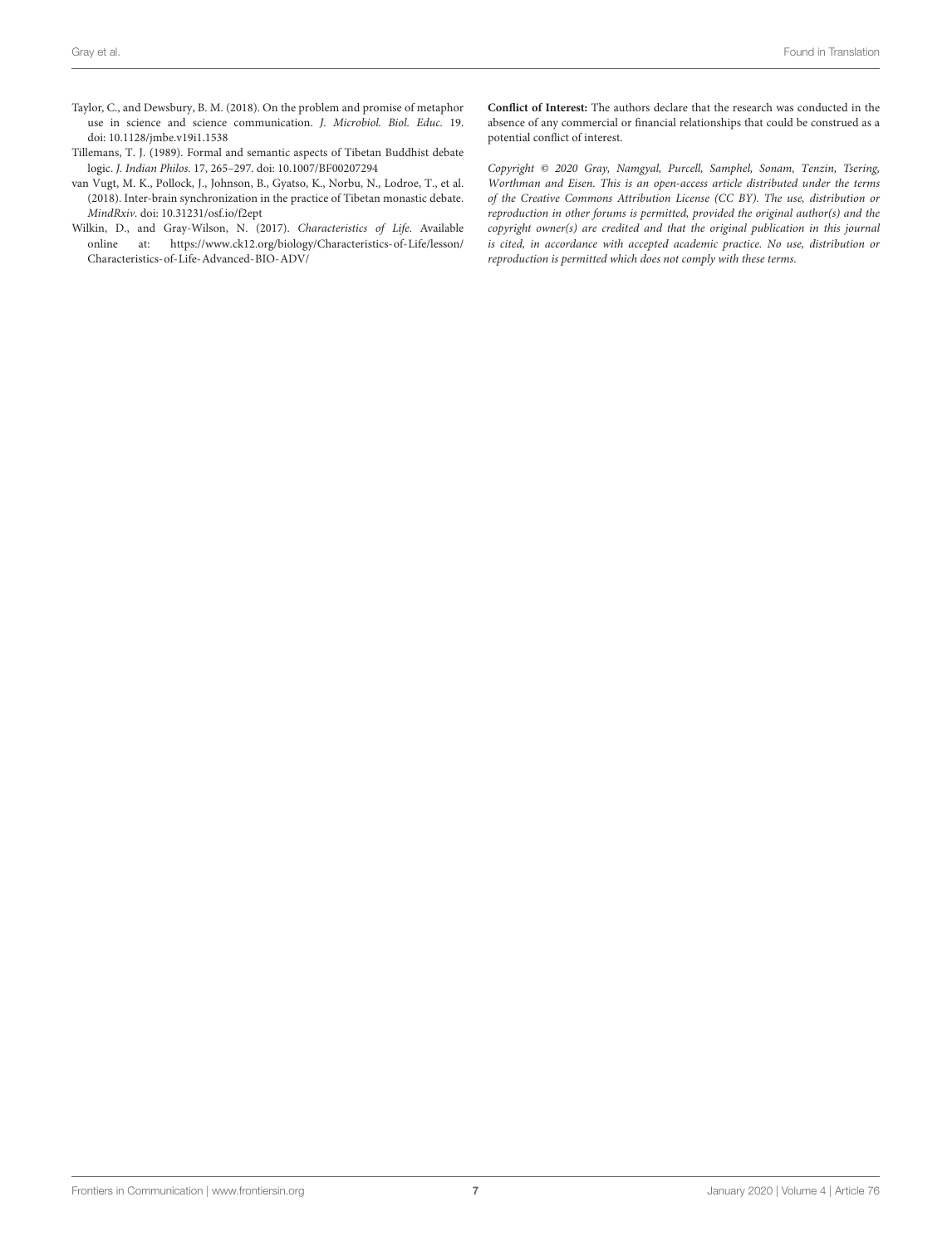Taylor, C., and Dewsbury, B. M. (2018). On the problem and promise of metaphor use in science and science communication. *J. Microbiol. Biol. Educ.* 19. doi: 10.1128/jmbe.v19i1.1538

Tillemans, T. J. (1989). Formal and semantic aspects of Tibetan Buddhist debate logic. *J. Indian Philos.* 17, 265–297. doi: 10.1007/BF00207294

van Vugt, M. K., Pollock, J., Johnson, B., Gyatso, K., Norbu, N., Lodroe, T., et al. (2018). Inter-brain synchronization in the practice of Tibetan monastic debate. *MindRxiv*. doi: 10.31231/osf.io/f2ept

Wilkin, D., and Gray-Wilson, N. (2017). *Characteristics of Life*. Available online at: https://www.ck12.org/biology/Characteristics-of-Life/lesson/Characteristics-of-Life-Advanced-BIO-ADV/

**Conflict of Interest:** The authors declare that the research was conducted in the absence of any commercial or financial relationships that could be construed as a potential conflict of interest.

*Copyright © 2020 Gray, Namgyal, Purcell, Samphel, Sonam, Tenzin, Tsering, Worthman and Eisen. This is an open-access article distributed under the terms of the Creative Commons Attribution License (CC BY). The use, distribution or reproduction in other forums is permitted, provided the original author(s) and the copyright owner(s) are credited and that the original publication in this journal is cited, in accordance with accepted academic practice. No use, distribution or reproduction is permitted which does not comply with these terms.*